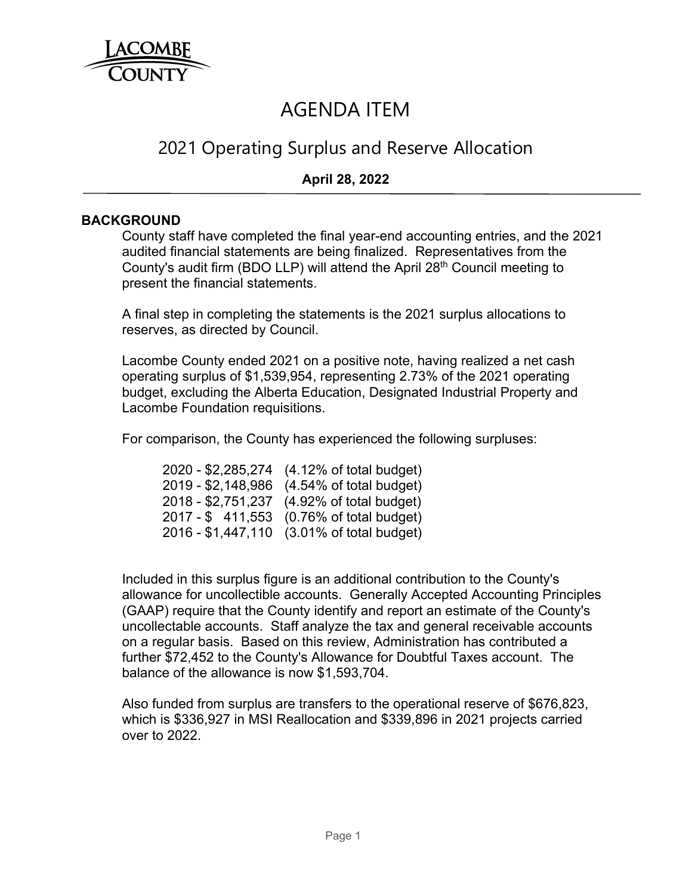# AGENDA ITEM

## 2021 Operating Surplus and Reserve Allocation

**April 28, 2022**

### BACKGROUND

County staff have completed the final year-end accounting entries, and the 2021 audited financial statements are being finalized. Representatives from the County's audit firm (BDO LLP) will attend the April 28th Council meeting to present the financial statements.

A final step in completing the statements is the 2021 surplus allocations to reserves, as directed by Council.

Lacombe County ended 2021 on a positive note, having realized a net cash operating surplus of $1,539,954, representing 2.73% of the 2021 operating budget, excluding the Alberta Education, Designated Industrial Property and Lacombe Foundation requisitions.

For comparison, the County has experienced the following surpluses:

- 2020 - $2,285,274 (4.12% of total budget)
- 2019 - $2,148,986 (4.54% of total budget)
- 2018 - $2,751,237 (4.92% of total budget)
- 2017 - $ 411,553 (0.76% of total budget)
- 2016 - $1,447,110 (3.01% of total budget)

Included in this surplus figure is an additional contribution to the County's allowance for uncollectible accounts. Generally Accepted Accounting Principles (GAAP) require that the County identify and report an estimate of the County's uncollectable accounts. Staff analyze the tax and general receivable accounts on a regular basis. Based on this review, Administration has contributed a further $72,452 to the County's Allowance for Doubtful Taxes account. The balance of the allowance is now $1,593,704.

Also funded from surplus are transfers to the operational reserve of $676,823, which is $336,927 in MSI Reallocation and $339,896 in 2021 projects carried over to 2022.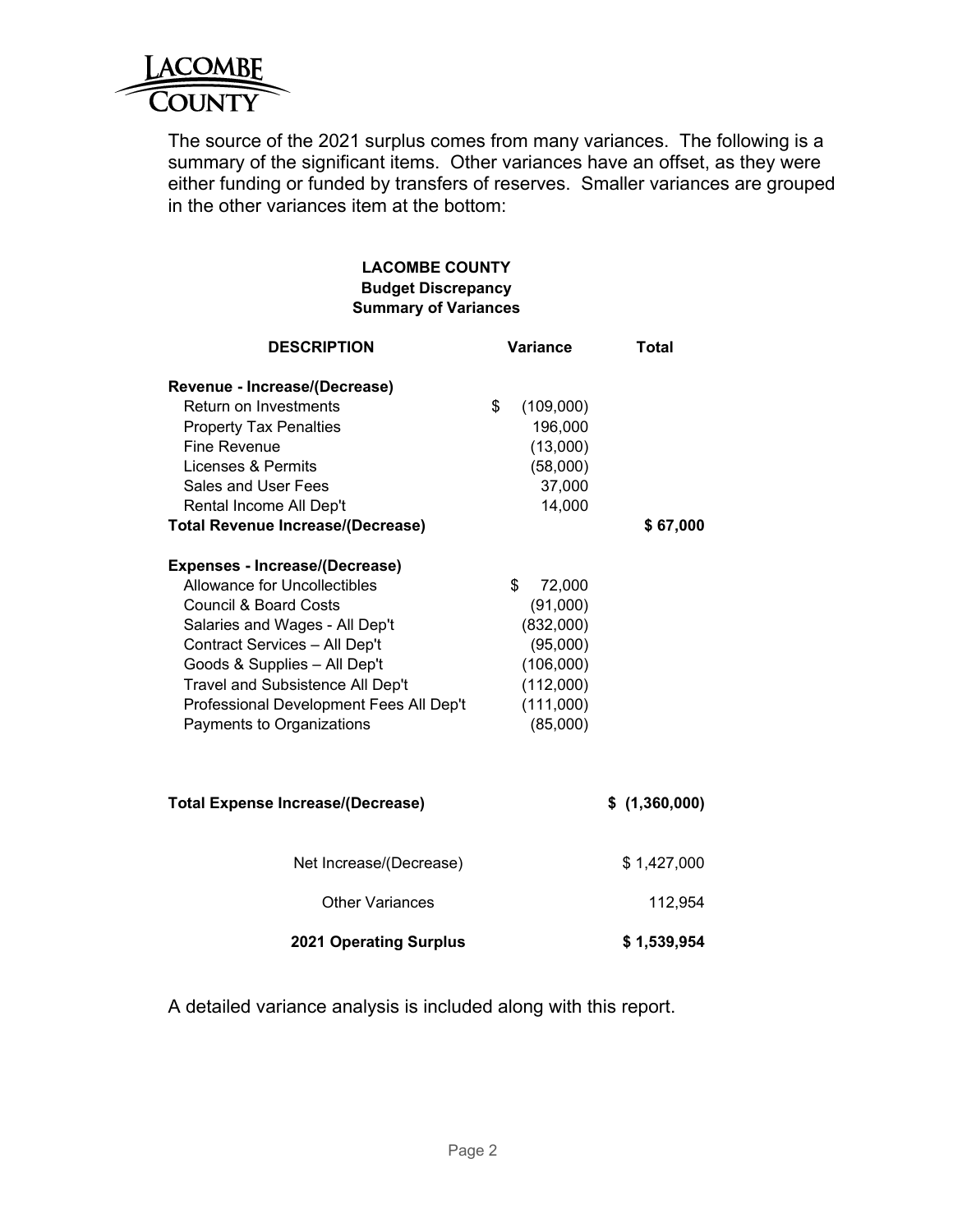The source of the 2021 surplus comes from many variances. The following is a summary of the significant items. Other variances have an offset, as they were either funding or funded by transfers of reserves. Smaller variances are grouped in the other variances item at the bottom:

**LACOMBE COUNTY**
**Budget Discrepancy**
**Summary of Variances**

| DESCRIPTION | Variance | Total |
|---|---|---|
| **Revenue - Increase/(Decrease)** | | |
| Return on Investments | $ (109,000) | |
| Property Tax Penalties | 196,000 | |
| Fine Revenue | (13,000) | |
| Licenses & Permits | (58,000) | |
| Sales and User Fees | 37,000 | |
| Rental Income All Dep't | 14,000 | |
| **Total Revenue Increase/(Decrease)** | | **$ 67,000** |
| **Expenses - Increase/(Decrease)** | | |
| Allowance for Uncollectibles | $ 72,000 | |
| Council & Board Costs | (91,000) | |
| Salaries and Wages - All Dep't | (832,000) | |
| Contract Services – All Dep't | (95,000) | |
| Goods & Supplies – All Dep't | (106,000) | |
| Travel and Subsistence All Dep't | (112,000) | |
| Professional Development Fees All Dep't | (111,000) | |
| Payments to Organizations | (85,000) | |
| **Total Expense Increase/(Decrease)** | | **$ (1,360,000)** |
| Net Increase/(Decrease) | | $ 1,427,000 |
| Other Variances | | 112,954 |
| **2021 Operating Surplus** | | **$ 1,539,954** |

A detailed variance analysis is included along with this report.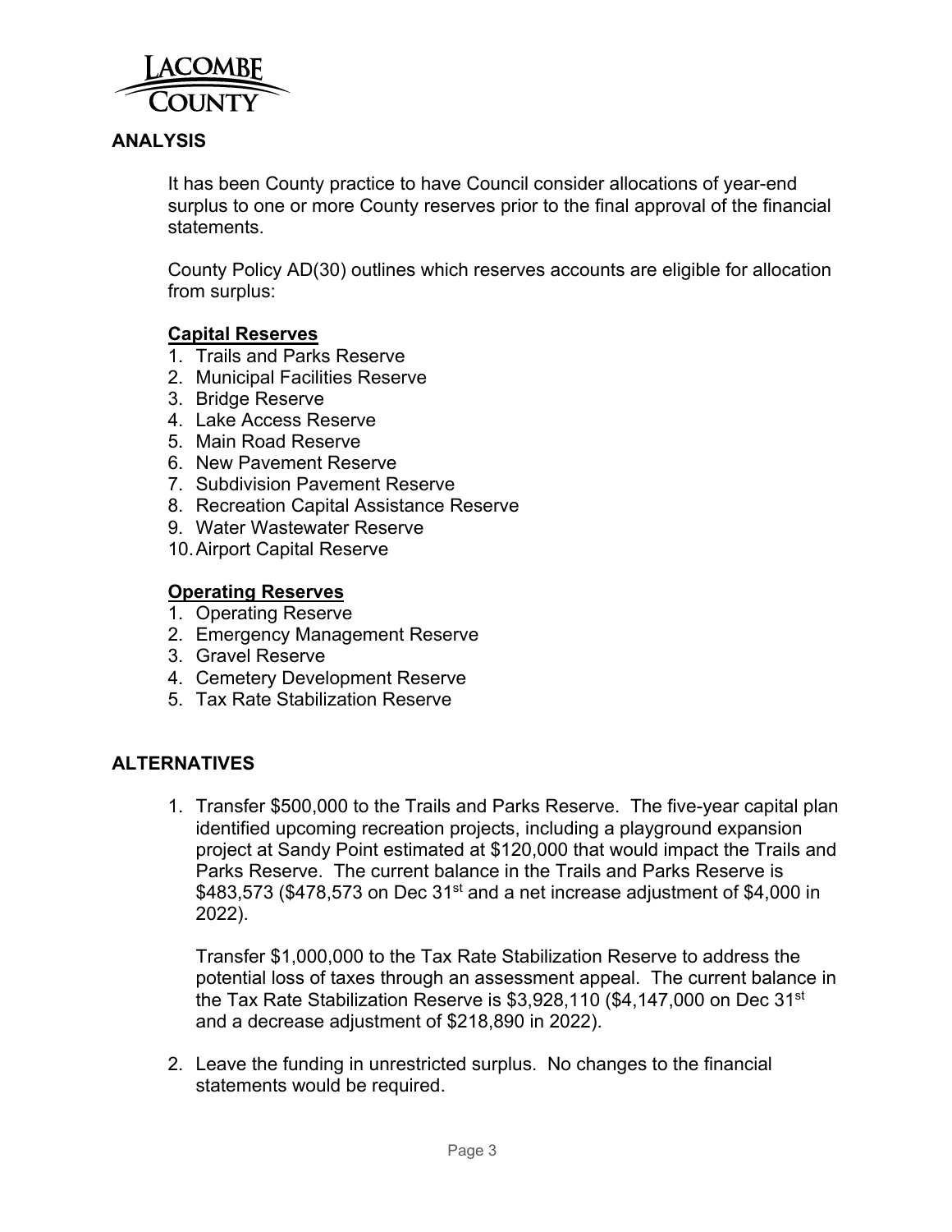## ANALYSIS

It has been County practice to have Council consider allocations of year-end surplus to one or more County reserves prior to the final approval of the financial statements.

County Policy AD(30) outlines which reserves accounts are eligible for allocation from surplus:

**Capital Reserves**

1. Trails and Parks Reserve
2. Municipal Facilities Reserve
3. Bridge Reserve
4. Lake Access Reserve
5. Main Road Reserve
6. New Pavement Reserve
7. Subdivision Pavement Reserve
8. Recreation Capital Assistance Reserve
9. Water Wastewater Reserve
10. Airport Capital Reserve

**Operating Reserves**

1. Operating Reserve
2. Emergency Management Reserve
3. Gravel Reserve
4. Cemetery Development Reserve
5. Tax Rate Stabilization Reserve

## ALTERNATIVES

1. Transfer $500,000 to the Trails and Parks Reserve. The five-year capital plan identified upcoming recreation projects, including a playground expansion project at Sandy Point estimated at $120,000 that would impact the Trails and Parks Reserve. The current balance in the Trails and Parks Reserve is $483,573 ($478,573 on Dec 31st and a net increase adjustment of $4,000 in 2022).

   Transfer $1,000,000 to the Tax Rate Stabilization Reserve to address the potential loss of taxes through an assessment appeal. The current balance in the Tax Rate Stabilization Reserve is $3,928,110 ($4,147,000 on Dec 31st and a decrease adjustment of $218,890 in 2022).

2. Leave the funding in unrestricted surplus. No changes to the financial statements would be required.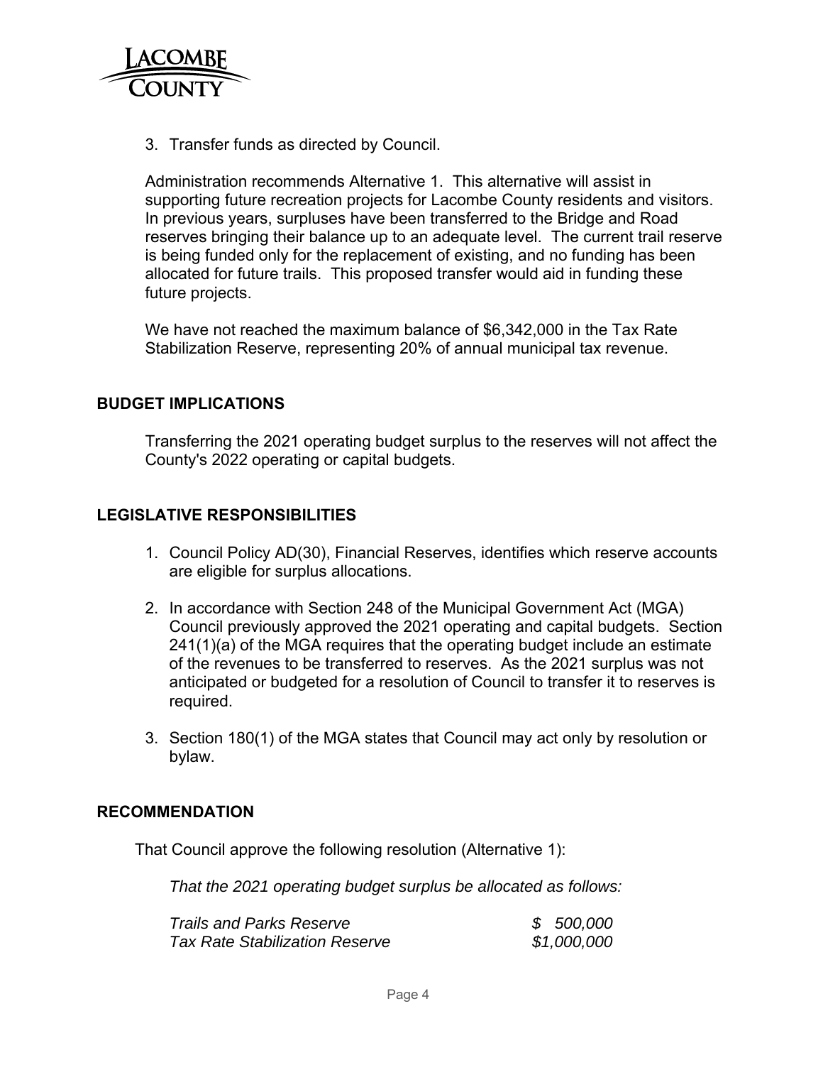3. Transfer funds as directed by Council.

Administration recommends Alternative 1. This alternative will assist in supporting future recreation projects for Lacombe County residents and visitors. In previous years, surpluses have been transferred to the Bridge and Road reserves bringing their balance up to an adequate level. The current trail reserve is being funded only for the replacement of existing, and no funding has been allocated for future trails. This proposed transfer would aid in funding these future projects.

We have not reached the maximum balance of $6,342,000 in the Tax Rate Stabilization Reserve, representing 20% of annual municipal tax revenue.

## BUDGET IMPLICATIONS

Transferring the 2021 operating budget surplus to the reserves will not affect the County's 2022 operating or capital budgets.

## LEGISLATIVE RESPONSIBILITIES

1. Council Policy AD(30), Financial Reserves, identifies which reserve accounts are eligible for surplus allocations.

2. In accordance with Section 248 of the Municipal Government Act (MGA) Council previously approved the 2021 operating and capital budgets. Section 241(1)(a) of the MGA requires that the operating budget include an estimate of the revenues to be transferred to reserves. As the 2021 surplus was not anticipated or budgeted for a resolution of Council to transfer it to reserves is required.

3. Section 180(1) of the MGA states that Council may act only by resolution or bylaw.

## RECOMMENDATION

That Council approve the following resolution (Alternative 1):

*That the 2021 operating budget surplus be allocated as follows:*

| | |
|---|---|
| *Trails and Parks Reserve* | *$ 500,000* |
| *Tax Rate Stabilization Reserve* | *$1,000,000* |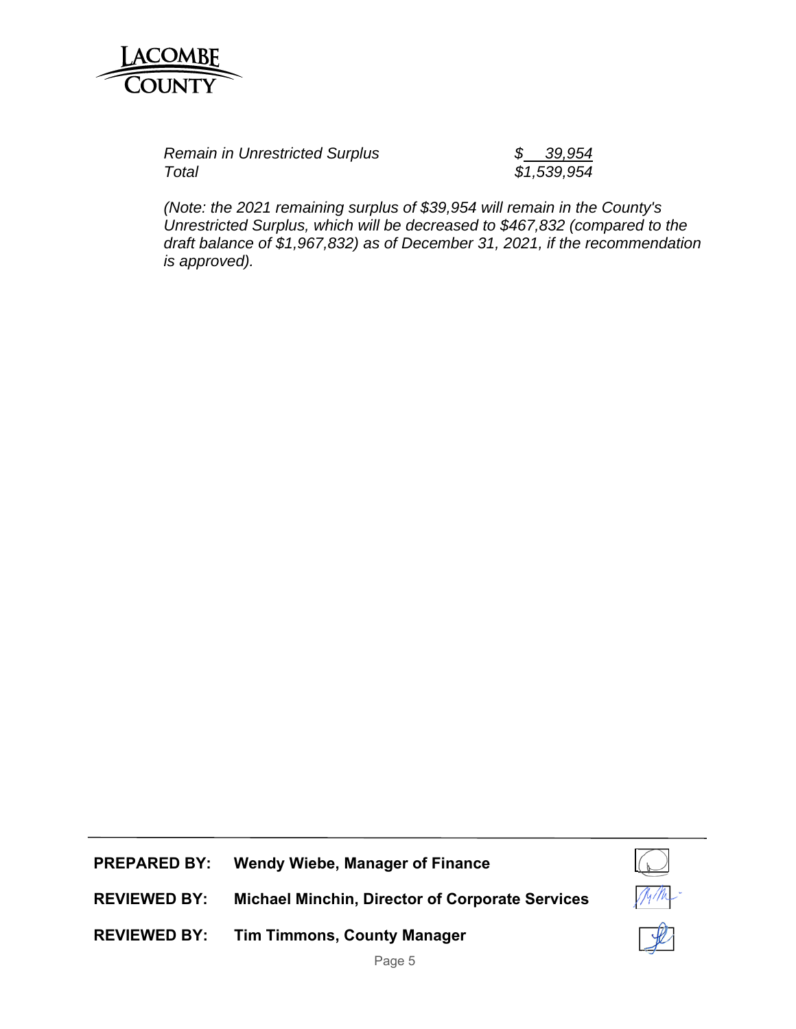| | |
|---|---|
| *Remain in Unrestricted Surplus* | *$ 39,954* |
| *Total* | *$1,539,954* |

*(Note: the 2021 remaining surplus of $39,954 will remain in the County's Unrestricted Surplus, which will be decreased to $467,832 (compared to the draft balance of $1,967,832) as of December 31, 2021, if the recommendation is approved).*

---

**PREPARED BY:** **Wendy Wiebe, Manager of Finance**

**REVIEWED BY:** **Michael Minchin, Director of Corporate Services**

**REVIEWED BY:** **Tim Timmons, County Manager**